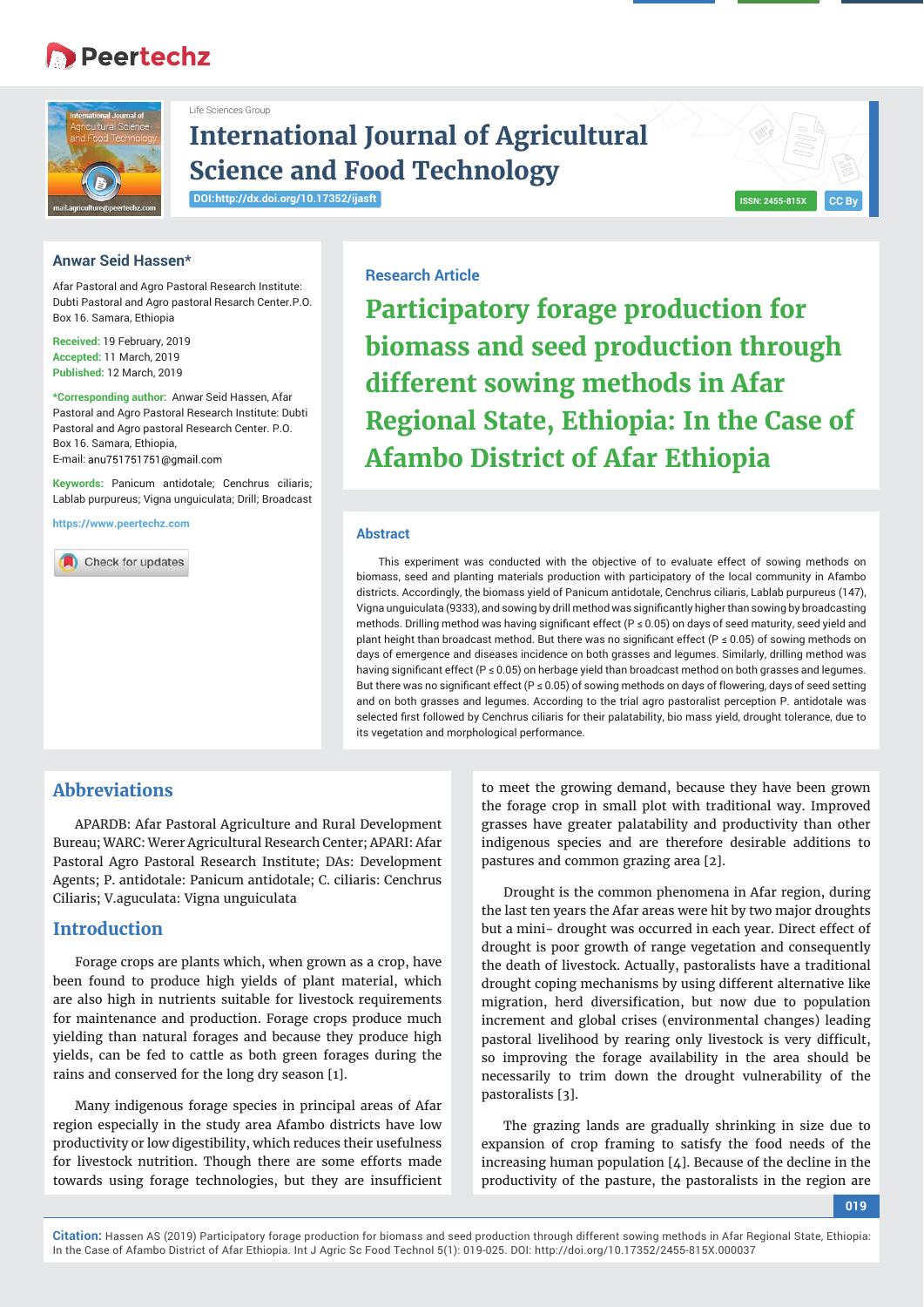Life Sciences Group

# International Journal of Agricultural Science and Food Technology

DOI:http://dx.doi.org/10.17352/ijasft

ISSN: 2455-815X | CC By

**Anwar Seid Hassen***

Afar Pastoral and Agro Pastoral Research Institute: Dubti Pastoral and Agro pastoral Research Center.P.O. Box 16. Samara, Ethiopia

**Received:** 19 February, 2019
**Accepted:** 11 March, 2019
**Published:** 12 March, 2019

***Corresponding author:** Anwar Seid Hassen, Afar Pastoral and Agro Pastoral Research Institute: Dubti Pastoral and Agro pastoral Research Center. P.O. Box 16. Samara, Ethiopia,
E-mail: anu751751751@gmail.com

**Keywords:** Panicum antidotale; Cenchrus ciliaris; Lablab purpureus; Vigna unguiculata; Drill; Broadcast

https://www.peertechz.com

Research Article

# Participatory forage production for biomass and seed production through different sowing methods in Afar Regional State, Ethiopia: In the Case of Afambo District of Afar Ethiopia

## Abstract

This experiment was conducted with the objective of to evaluate effect of sowing methods on biomass, seed and planting materials production with participatory of the local community in Afambo districts. Accordingly, the biomass yield of Panicum antidotale, Cenchrus ciliaris, Lablab purpureus (147), Vigna unguiculata (9333), and sowing by drill method was significantly higher than sowing by broadcasting methods. Drilling method was having significant effect ($P \le 0.05$) on days of seed maturity, seed yield and plant height than broadcast method. But there was no significant effect ($P \le 0.05$) of sowing methods on days of emergence and diseases incidence on both grasses and legumes. Similarly, drilling method was having significant effect ($P \le 0.05$) on herbage yield than broadcast method on both grasses and legumes. But there was no significant effect ($P \le 0.05$) of sowing methods on days of flowering, days of seed setting and on both grasses and legumes. According to the trial agro pastoralist perception P. antidotale was selected first followed by Cenchrus ciliaris for their palatability, bio mass yield, drought tolerance, due to its vegetation and morphological performance.

## Abbreviations

APARDB: Afar Pastoral Agriculture and Rural Development Bureau; WARC: Werer Agricultural Research Center; APARI: Afar Pastoral Agro Pastoral Research Institute; DAs: Development Agents; P. antidotale: Panicum antidotale; C. ciliaris: Cenchrus Ciliaris; V.aguculata: Vigna unguiculata

## Introduction

Forage crops are plants which, when grown as a crop, have been found to produce high yields of plant material, which are also high in nutrients suitable for livestock requirements for maintenance and production. Forage crops produce much yielding than natural forages and because they produce high yields, can be fed to cattle as both green forages during the rains and conserved for the long dry season [1].

Many indigenous forage species in principal areas of Afar region especially in the study area Afambo districts have low productivity or low digestibility, which reduces their usefulness for livestock nutrition. Though there are some efforts made towards using forage technologies, but they are insufficient to meet the growing demand, because they have been grown the forage crop in small plot with traditional way. Improved grasses have greater palatability and productivity than other indigenous species and are therefore desirable additions to pastures and common grazing area [2].

Drought is the common phenomena in Afar region, during the last ten years the Afar areas were hit by two major droughts but a mini- drought was occurred in each year. Direct effect of drought is poor growth of range vegetation and consequently the death of livestock. Actually, pastoralists have a traditional drought coping mechanisms by using different alternative like migration, herd diversification, but now due to population increment and global crises (environmental changes) leading pastoral livelihood by rearing only livestock is very difficult, so improving the forage availability in the area should be necessarily to trim down the drought vulnerability of the pastoralists [3].

The grazing lands are gradually shrinking in size due to expansion of crop framing to satisfy the food needs of the increasing human population [4]. Because of the decline in the productivity of the pasture, the pastoralists in the region are

**Citation:** Hassen AS (2019) Participatory forage production for biomass and seed production through different sowing methods in Afar Regional State, Ethiopia: In the Case of Afambo District of Afar Ethiopia. Int J Agric Sc Food Technol 5(1): 019-025. DOI: http://dx.doi.org/10.17352/2455-815X.000037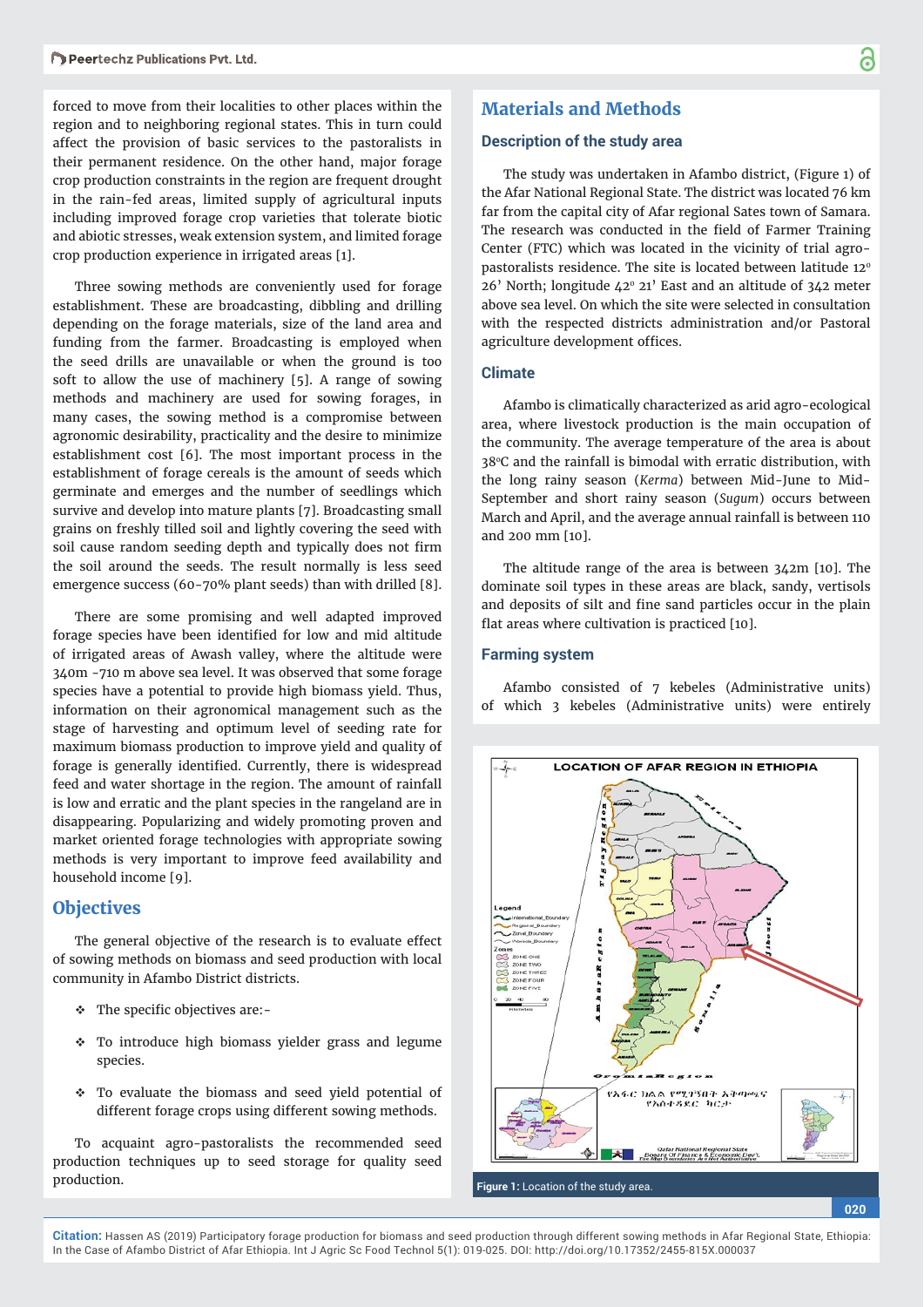forced to move from their localities to other places within the region and to neighboring regional states. This in turn could affect the provision of basic services to the pastoralists in their permanent residence. On the other hand, major forage crop production constraints in the region are frequent drought in the rain-fed areas, limited supply of agricultural inputs including improved forage crop varieties that tolerate biotic and abiotic stresses, weak extension system, and limited forage crop production experience in irrigated areas [1].

Three sowing methods are conveniently used for forage establishment. These are broadcasting, dibbling and drilling depending on the forage materials, size of the land area and funding from the farmer. Broadcasting is employed when the seed drills are unavailable or when the ground is too soft to allow the use of machinery [5]. A range of sowing methods and machinery are used for sowing forages, in many cases, the sowing method is a compromise between agronomic desirability, practicality and the desire to minimize establishment cost [6]. The most important process in the establishment of forage cereals is the amount of seeds which germinate and emerges and the number of seedlings which survive and develop into mature plants [7]. Broadcasting small grains on freshly tilled soil and lightly covering the seed with soil cause random seeding depth and typically does not firm the soil around the seeds. The result normally is less seed emergence success (60-70% plant seeds) than with drilled [8].

There are some promising and well adapted improved forage species have been identified for low and mid altitude of irrigated areas of Awash valley, where the altitude were 340m -710 m above sea level. It was observed that some forage species have a potential to provide high biomass yield. Thus, information on their agronomical management such as the stage of harvesting and optimum level of seeding rate for maximum biomass production to improve yield and quality of forage is generally identified. Currently, there is widespread feed and water shortage in the region. The amount of rainfall is low and erratic and the plant species in the rangeland are in disappearing. Popularizing and widely promoting proven and market oriented forage technologies with appropriate sowing methods is very important to improve feed availability and household income [9].

## Objectives

The general objective of the research is to evaluate effect of sowing methods on biomass and seed production with local community in Afambo District districts.

- The specific objectives are:-
- To introduce high biomass yielder grass and legume species.
- To evaluate the biomass and seed yield potential of different forage crops using different sowing methods.

To acquaint agro-pastoralists the recommended seed production techniques up to seed storage for quality seed production.

## Materials and Methods

### Description of the study area

The study was undertaken in Afambo district, (Figure 1) of the Afar National Regional State. The district was located 76 km far from the capital city of Afar regional Sates town of Samara. The research was conducted in the field of Farmer Training Center (FTC) which was located in the vicinity of trial agro-pastoralists residence. The site is located between latitude 12° 26' North; longitude 42° 21' East and an altitude of 342 meter above sea level. On which the site were selected in consultation with the respected districts administration and/or Pastoral agriculture development offices.

### Climate

Afambo is climatically characterized as arid agro-ecological area, where livestock production is the main occupation of the community. The average temperature of the area is about 38°C and the rainfall is bimodal with erratic distribution, with the long rainy season (*Kerma*) between Mid-June to Mid-September and short rainy season (*Sugum*) occurs between March and April, and the average annual rainfall is between 110 and 200 mm [10].

The altitude range of the area is between 342m [10]. The dominate soil types in these areas are black, sandy, vertisols and deposits of silt and fine sand particles occur in the plain flat areas where cultivation is practiced [10].

### Farming system

Afambo consisted of 7 kebeles (Administrative units) of which 3 kebeles (Administrative units) were entirely

Figure 1: Location of the study area.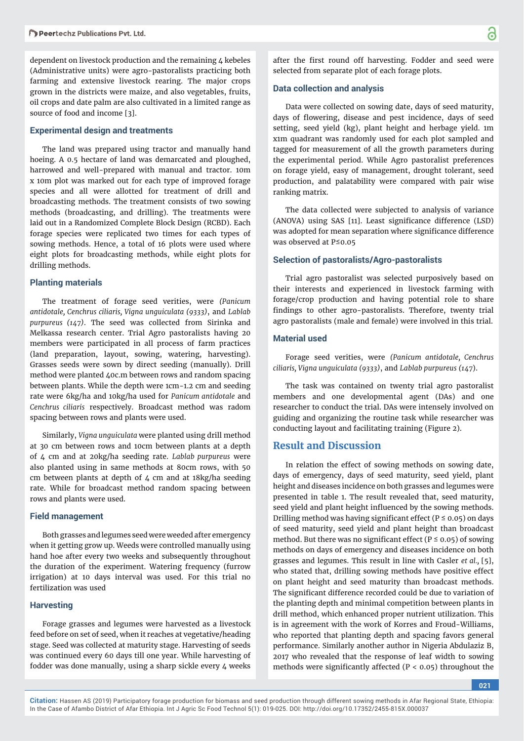dependent on livestock production and the remaining 4 kebeles (Administrative units) were agro-pastoralists practicing both farming and extensive livestock rearing. The major crops grown in the districts were maize, and also vegetables, fruits, oil crops and date palm are also cultivated in a limited range as source of food and income [3].

### Experimental design and treatments

The land was prepared using tractor and manually hand hoeing. A 0.5 hectare of land was demarcated and ploughed, harrowed and well-prepared with manual and tractor. 10m x 10m plot was marked out for each type of improved forage species and all were allotted for treatment of drill and broadcasting methods. The treatment consists of two sowing methods (broadcasting, and drilling). The treatments were laid out in a Randomized Complete Block Design (RCBD). Each forage species were replicated two times for each types of sowing methods. Hence, a total of 16 plots were used where eight plots for broadcasting methods, while eight plots for drilling methods.

### Planting materials

The treatment of forage seed verities, were *(Panicum antidotale, Cenchrus ciliaris, Vigna unguiculata (9333)*, and *Lablab purpureus (147)*. The seed was collected from Sirinka and Melkassa research center. Trial Agro pastoralists having 20 members were participated in all process of farm practices (land preparation, layout, sowing, watering, harvesting). Grasses seeds were sown by direct seeding (manually). Drill method were planted 40c.m between rows and random spacing between plants. While the depth were 1cm-1.2 cm and seeding rate were 6kg/ha and 10kg/ha used for *Panicum antidotale* and *Cenchrus ciliaris* respectively. Broadcast method was radom spacing between rows and plants were used.

Similarly, *Vigna unguiculata* were planted using drill method at 30 cm between rows and 10cm between plants at a depth of 4 cm and 20kg/ha seeding rate. *Lablab purpureus* were also planted using in same methods at 80cm rows, with 50 cm between plants at depth of 4 cm and at 18kg/ha seeding rate. While for broadcast method random spacing between rows and plants were used.

### Field management

Both grasses and legumes seed were weeded after emergency when it getting grow up. Weeds were controlled manually using hand hoe after every two weeks and subsequently throughout the duration of the experiment. Watering frequency (furrow irrigation) at 10 days interval was used. For this trial no fertilization was used

### Harvesting

Forage grasses and legumes were harvested as a livestock feed before on set of seed, when it reaches at vegetative/heading stage. Seed was collected at maturity stage. Harvesting of seeds was continued every 60 days till one year. While harvesting of fodder was done manually, using a sharp sickle every 4 weeks after the first round off harvesting. Fodder and seed were selected from separate plot of each forage plots.

### Data collection and analysis

Data were collected on sowing date, days of seed maturity, days of flowering, disease and pest incidence, days of seed setting, seed yield (kg), plant height and herbage yield. 1m x1m quadrant was randomly used for each plot sampled and tagged for measurement of all the growth parameters during the experimental period. While Agro pastoralist preferences on forage yield, easy of management, drought tolerant, seed production, and palatability were compared with pair wise ranking matrix.

The data collected were subjected to analysis of variance (ANOVA) using SAS [11]. Least significance difference (LSD) was adopted for mean separation where significance difference was observed at P≤0.05

### Selection of pastoralists/Agro-pastoralists

Trial agro pastoralist was selected purposively based on their interests and experienced in livestock farming with forage/crop production and having potential role to share findings to other agro-pastoralists. Therefore, twenty trial agro pastoralists (male and female) were involved in this trial.

### Material used

Forage seed verities, were *(Panicum antidotale, Cenchrus ciliaris, Vigna unguiculata (9333)*, and *Lablab purpureus (147)*.

The task was contained on twenty trial agro pastoralist members and one developmental agent (DAs) and one researcher to conduct the trial. DAs were intensely involved on guiding and organizing the routine task while researcher was conducting layout and facilitating training (Figure 2).

## Result and Discussion

In relation the effect of sowing methods on sowing date, days of emergency, days of seed maturity, seed yield, plant height and diseases incidence on both grasses and legumes were presented in table 1. The result revealed that, seed maturity, seed yield and plant height influenced by the sowing methods. Drilling method was having significant effect (P ≤ 0.05) on days of seed maturity, seed yield and plant height than broadcast method. But there was no significant effect (P ≤ 0.05) of sowing methods on days of emergency and diseases incidence on both grasses and legumes. This result in line with Casler *et al.,* [5], who stated that, drilling sowing methods have positive effect on plant height and seed maturity than broadcast methods. The significant difference recorded could be due to variation of the planting depth and minimal competition between plants in drill method, which enhanced proper nutrient utilization. This is in agreement with the work of Korres and Froud-Williams, who reported that planting depth and spacing favors general performance. Similarly another author in Nigeria Abdulaziz B, 2017 who revealed that the response of leaf width to sowing methods were significantly affected (P < 0.05) throughout the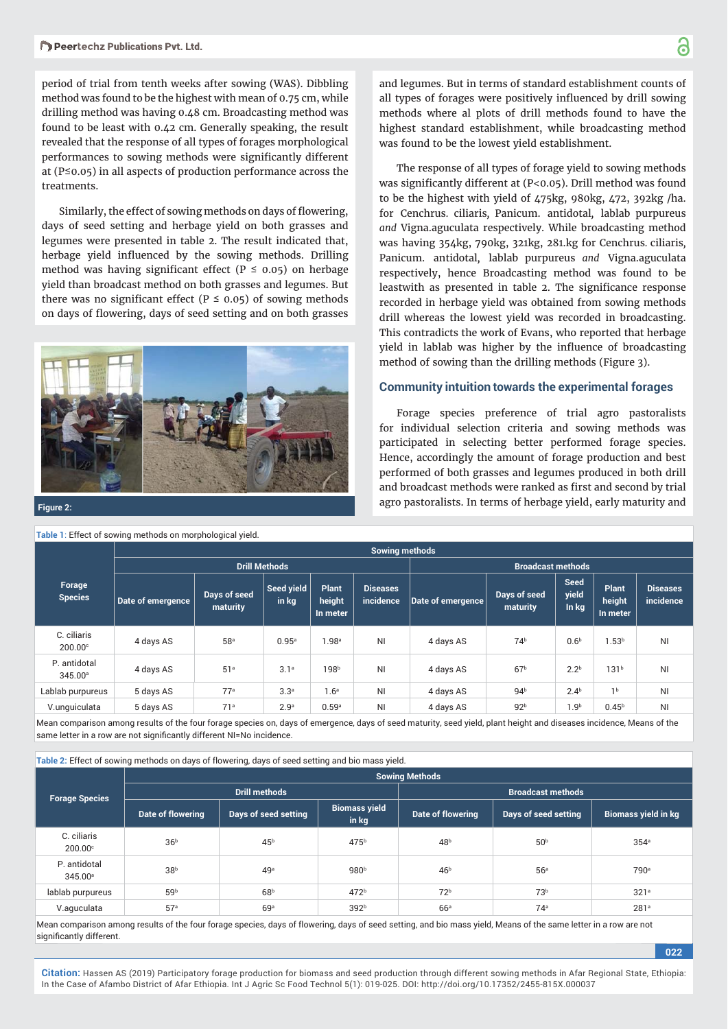period of trial from tenth weeks after sowing (WAS). Dibbling method was found to be the highest with mean of 0.75 cm, while drilling method was having 0.48 cm. Broadcasting method was found to be least with 0.42 cm. Generally speaking, the result revealed that the response of all types of forages morphological performances to sowing methods were significantly different at ($P \leq 0.05$) in all aspects of production performance across the treatments.

Similarly, the effect of sowing methods on days of flowering, days of seed setting and herbage yield on both grasses and legumes were presented in table 2. The result indicated that, herbage yield influenced by the sowing methods. Drilling method was having significant effect ($P \leq 0.05$) on herbage yield than broadcast method on both grasses and legumes. But there was no significant effect ($P \leq 0.05$) of sowing methods on days of flowering, days of seed setting and on both grasses and legumes. But in terms of standard establishment counts of all types of forages were positively influenced by drill sowing methods where al plots of drill methods found to have the highest standard establishment, while broadcasting method was found to be the lowest yield establishment.

Figure 2:

The response of all types of forage yield to sowing methods was significantly different at ($P<0.05$). Drill method was found to be the highest with yield of 475kg, 980kg, 472, 392kg /ha. for Cenchrus. ciliaris, Panicum. antidotal, lablab purpureus *and* Vigna.aguculata respectively. While broadcasting method was having 354kg, 790kg, 321kg, 281.kg for Cenchrus. ciliaris, Panicum. antidotal, lablab purpureus *and* Vigna.aguculata respectively, hence Broadcasting method was found to be leastwith as presented in table 2. The significance response recorded in herbage yield was obtained from sowing methods drill whereas the lowest yield was recorded in broadcasting. This contradicts the work of Evans, who reported that herbage yield in lablab was higher by the influence of broadcasting method of sowing than the drilling methods (Figure 3).

### Community intuition towards the experimental forages

Forage species preference of trial agro pastoralists for individual selection criteria and sowing methods was participated in selecting better performed forage species. Hence, accordingly the amount of forage production and best performed of both grasses and legumes produced in both drill and broadcast methods were ranked as first and second by trial agro pastoralists. In terms of herbage yield, early maturity and

**Table 1**: Effect of sowing methods on morphological yield.

| Forage Species | Sowing methods | | | | | | | | | |
|---|---|---|---|---|---|---|---|---|---|---|
| | Drill Methods | | | | | Broadcast methods | | | | |
| | Date of emergence | Days of seed maturity | Seed yield in kg | Plant height In meter | Diseases incidence | Date of emergence | Days of seed maturity | Seed yield In kg | Plant height In meter | Diseases incidence |
| C. ciliaris 200.00[c] | 4 days AS | 58[a] | 0.95[a] | 1.98[a] | NI | 4 days AS | 74[b] | 0.6[b] | 1.53[b] | NI |
| P. antidotal 345.00[a] | 4 days AS | 51[a] | 3.1[a] | 198[b] | NI | 4 days AS | 67[b] | 2.2[b] | 131[b] | NI |
| Lablab purpureus | 5 days AS | 77[a] | 3.3[a] | 1.6[a] | NI | 4 days AS | 94[b] | 2.4[b] | 1[b] | NI |
| V.unguiculata | 5 days AS | 71[a] | 2.9[a] | 0.59[a] | NI | 4 days AS | 92[b] | 1.9[b] | 0.45[b] | NI |

Mean comparison among results of the four forage species on, days of emergence, days of seed maturity, seed yield, plant height and diseases incidence, Means of the same letter in a row are not significantly different NI=No incidence.

**Table 2:** Effect of sowing methods on days of flowering, days of seed setting and bio mass yield.

| Forage Species | Sowing Methods | | | | | |
|---|---|---|---|---|---|---|
| | Drill methods | | | Broadcast methods | | |
| | Date of flowering | Days of seed setting | Biomass yield in kg | Date of flowering | Days of seed setting | Biomass yield in kg |
| C. ciliaris 200.00[c] | 36[b] | 45[b] | 475[b] | 48[b] | 50[b] | 354[a] |
| P. antidotal 345.00[a] | 38[b] | 49[a] | 980[b] | 46[b] | 56[a] | 790[a] |
| lablab purpureus | 59[b] | 68[b] | 472[b] | 72[b] | 73[b] | 321[a] |
| V.aguculata | 57[a] | 69[a] | 392[b] | 66[a] | 74[a] | 281[a] |

Mean comparison among results of the four forage species, days of flowering, days of seed setting, and bio mass yield, Means of the same letter in a row are not significantly different.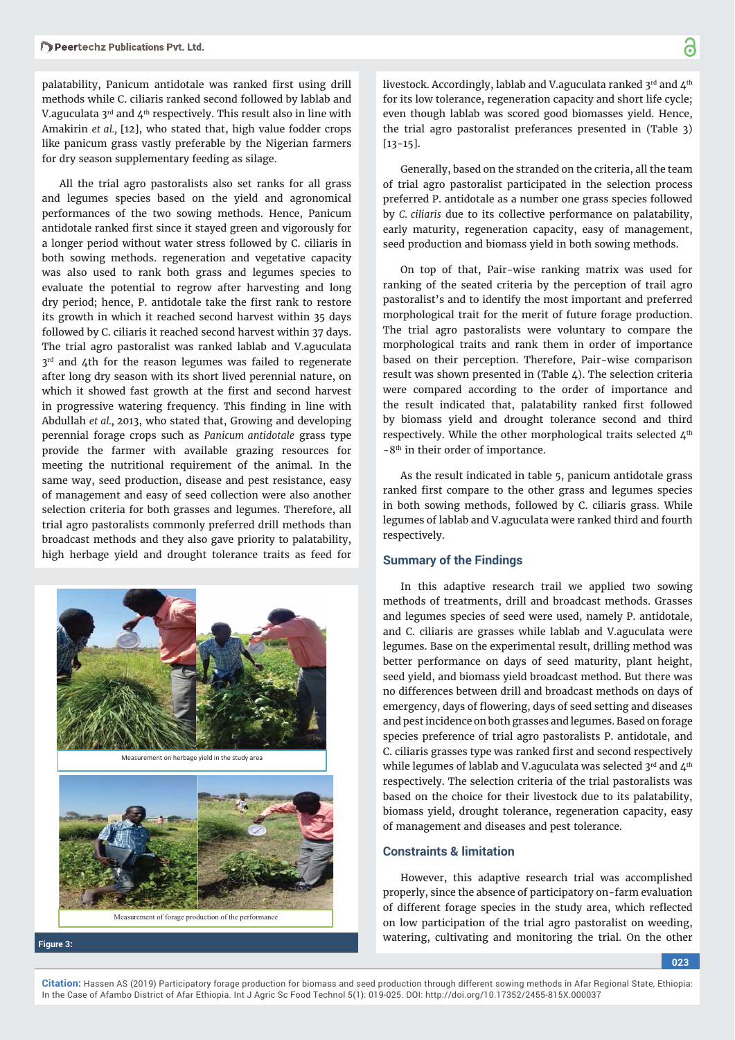palatability, Panicum antidotale was ranked first using drill methods while C. ciliaris ranked second followed by lablab and V.aguculata 3rd and 4th respectively. This result also in line with Amakirin *et al.,* [12], who stated that, high value fodder crops like panicum grass vastly preferable by the Nigerian farmers for dry season supplementary feeding as silage.

All the trial agro pastoralists also set ranks for all grass and legumes species based on the yield and agronomical performances of the two sowing methods. Hence, Panicum antidotale ranked first since it stayed green and vigorously for a longer period without water stress followed by C. ciliaris in both sowing methods. regeneration and vegetative capacity was also used to rank both grass and legumes species to evaluate the potential to regrow after harvesting and long dry period; hence, P. antidotale take the first rank to restore its growth in which it reached second harvest within 35 days followed by C. ciliaris it reached second harvest within 37 days. The trial agro pastoralist was ranked lablab and V.aguculata 3rd and 4th for the reason legumes was failed to regenerate after long dry season with its short lived perennial nature, on which it showed fast growth at the first and second harvest in progressive watering frequency. This finding in line with Abdullah *et al.,* 2013, who stated that, Growing and developing perennial forage crops such as *Panicum antidotale* grass type provide the farmer with available grazing resources for meeting the nutritional requirement of the animal. In the same way, seed production, disease and pest resistance, easy of management and easy of seed collection were also another selection criteria for both grasses and legumes. Therefore, all trial agro pastoralists commonly preferred drill methods than broadcast methods and they also gave priority to palatability, high herbage yield and drought tolerance traits as feed for livestock. Accordingly, lablab and V.aguculata ranked 3rd and 4th for its low tolerance, regeneration capacity and short life cycle; even though lablab was scored good biomasses yield. Hence, the trial agro pastoralist preferances presented in (Table 3) [13-15].

Measurement on herbage yield in the study area

Measurement of forage production of the performance

**Figure 3:**

Generally, based on the stranded on the criteria, all the team of trial agro pastoralist participated in the selection process preferred P. antidotale as a number one grass species followed by *C. ciliaris* due to its collective performance on palatability, early maturity, regeneration capacity, easy of management, seed production and biomass yield in both sowing methods.

On top of that, Pair-wise ranking matrix was used for ranking of the seated criteria by the perception of trail agro pastoralist's and to identify the most important and preferred morphological trait for the merit of future forage production. The trial agro pastoralists were voluntary to compare the morphological traits and rank them in order of importance based on their perception. Therefore, Pair-wise comparison result was shown presented in (Table 4). The selection criteria were compared according to the order of importance and the result indicated that, palatability ranked first followed by biomass yield and drought tolerance second and third respectively. While the other morphological traits selected 4th -8th in their order of importance.

As the result indicated in table 5, panicum antidotale grass ranked first compare to the other grass and legumes species in both sowing methods, followed by C. ciliaris grass. While legumes of lablab and V.aguculata were ranked third and fourth respectively.

## Summary of the Findings

In this adaptive research trail we applied two sowing methods of treatments, drill and broadcast methods. Grasses and legumes species of seed were used, namely P. antidotale, and C. ciliaris are grasses while lablab and V.aguculata were legumes. Base on the experimental result, drilling method was better performance on days of seed maturity, plant height, seed yield, and biomass yield broadcast method. But there was no differences between drill and broadcast methods on days of emergency, days of flowering, days of seed setting and diseases and pest incidence on both grasses and legumes. Based on forage species preference of trial agro pastoralists P. antidotale, and C. ciliaris grasses type was ranked first and second respectively while legumes of lablab and V.aguculata was selected 3rd and 4th respectively. The selection criteria of the trial pastoralists was based on the choice for their livestock due to its palatability, biomass yield, drought tolerance, regeneration capacity, easy of management and diseases and pest tolerance.

## Constraints & limitation

However, this adaptive research trial was accomplished properly, since the absence of participatory on-farm evaluation of different forage species in the study area, which reflected on low participation of the trial agro pastoralist on weeding, watering, cultivating and monitoring the trial. On the other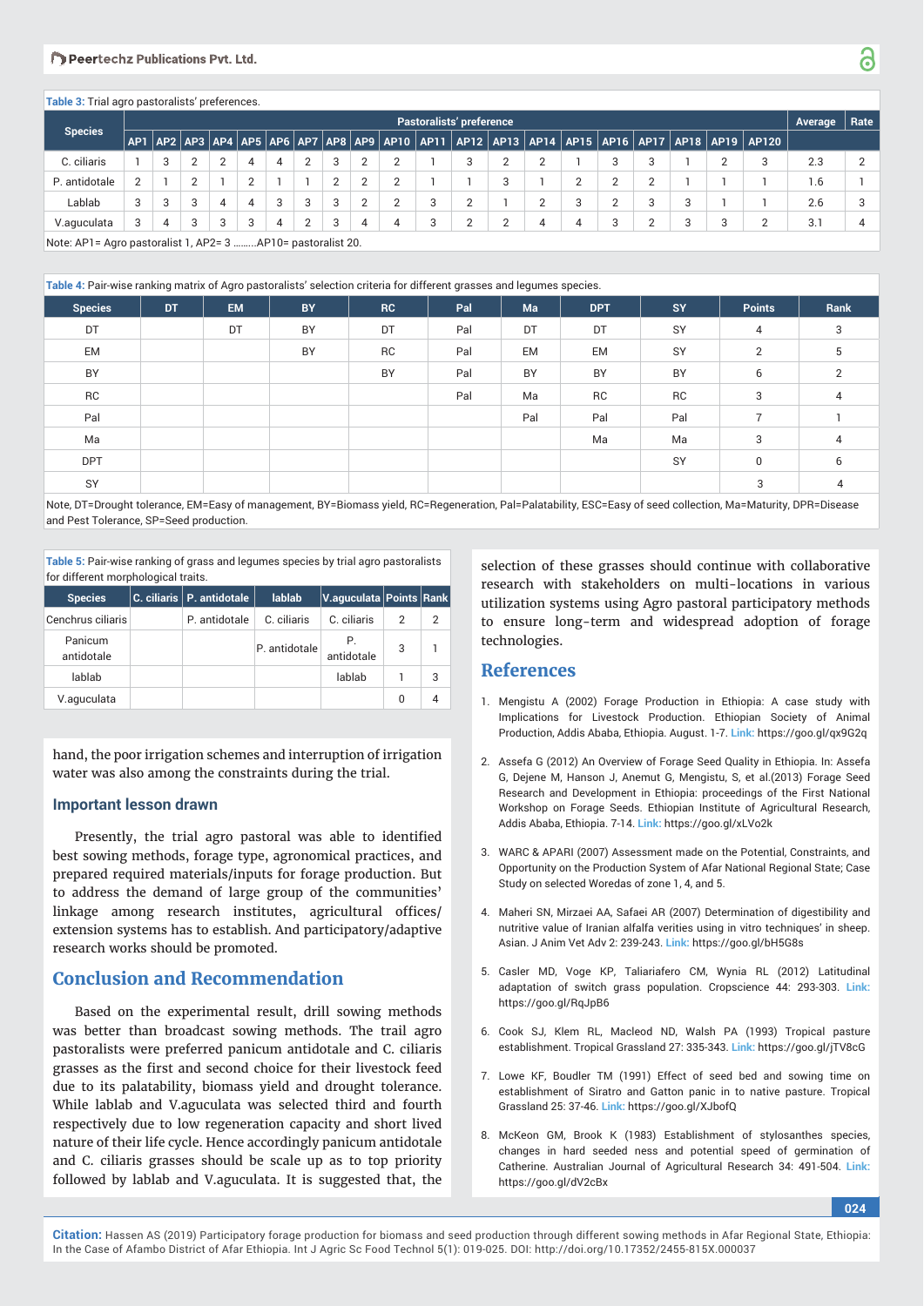Table 3: Trial agro pastoralists' preferences.

| Species | Pastoralists' preference | | | | | | | | | | | | | | | | | | | | Average | Rate |
|---|---|---|---|---|---|---|---|---|---|---|---|---|---|---|---|---|---|---|---|---|---|---|
| | AP1 | AP2 | AP3 | AP4 | AP5 | AP6 | AP7 | AP8 | AP9 | AP10 | AP11 | AP12 | AP13 | AP14 | AP15 | AP16 | AP17 | AP18 | AP19 | AP120 | | |
| C. ciliaris | 1 | 3 | 2 | 2 | 4 | 4 | 2 | 3 | 2 | 2 | 1 | 3 | 2 | 2 | 1 | 3 | 3 | 1 | 2 | 3 | 2.3 | 2 |
| P. antidotale | 2 | 1 | 2 | 1 | 2 | 1 | 1 | 2 | 2 | 2 | 1 | 1 | 3 | 1 | 2 | 2 | 2 | 1 | 1 | 1 | 1.6 | 1 |
| Lablab | 3 | 3 | 3 | 4 | 4 | 3 | 3 | 3 | 2 | 2 | 3 | 2 | 1 | 2 | 3 | 2 | 3 | 3 | 1 | 1 | 2.6 | 3 |
| V.aguculata | 3 | 4 | 3 | 3 | 3 | 4 | 2 | 3 | 4 | 4 | 3 | 2 | 2 | 4 | 4 | 3 | 2 | 3 | 3 | 2 | 3.1 | 4 |

Note: AP1= Agro pastoralist 1, AP2= 3 ……..AP10= pastoralist 20.

Table 4: Pair-wise ranking matrix of Agro pastoralists' selection criteria for different grasses and legumes species.

| Species | DT | EM | BY | RC | Pal | Ma | DPT | SY | Points | Rank |
|---|---|---|---|---|---|---|---|---|---|---|
| DT | | DT | BY | DT | Pal | DT | DT | SY | 4 | 3 |
| EM | | | BY | RC | Pal | EM | EM | SY | 2 | 5 |
| BY | | | | BY | Pal | BY | BY | BY | 6 | 2 |
| RC | | | | | Pal | Ma | RC | RC | 3 | 4 |
| Pal | | | | | | Pal | Pal | Pal | 7 | 1 |
| Ma | | | | | | | Ma | Ma | 3 | 4 |
| DPT | | | | | | | | SY | 0 | 6 |
| SY | | | | | | | | | 3 | 4 |

Note, DT=Drought tolerance, EM=Easy of management, BY=Biomass yield, RC=Regeneration, Pal=Palatability, ESC=Easy of seed collection, Ma=Maturity, DPR=Disease and Pest Tolerance, SP=Seed production.

Table 5: Pair-wise ranking of grass and legumes species by trial agro pastoralists for different morphological traits.

| Species | C. ciliaris | P. antidotale | lablab | V.aguculata | Points | Rank |
|---|---|---|---|---|---|---|
| Cenchrus ciliaris | | P. antidotale | C. ciliaris | C. ciliaris | 2 | 2 |
| Panicum antidotale | | | P. antidotale | P. antidotale | 3 | 1 |
| lablab | | | | lablab | 1 | 3 |
| V.aguculata | | | | | 0 | 4 |

hand, the poor irrigation schemes and interruption of irrigation water was also among the constraints during the trial.

### Important lesson drawn

Presently, the trial agro pastoral was able to identified best sowing methods, forage type, agronomical practices, and prepared required materials/inputs for forage production. But to address the demand of large group of the communities' linkage among research institutes, agricultural offices/ extension systems has to establish. And participatory/adaptive research works should be promoted.

## Conclusion and Recommendation

Based on the experimental result, drill sowing methods was better than broadcast sowing methods. The trail agro pastoralists were preferred panicum antidotale and C. ciliaris grasses as the first and second choice for their livestock feed due to its palatability, biomass yield and drought tolerance. While lablab and V.aguculata was selected third and fourth respectively due to low regeneration capacity and short lived nature of their life cycle. Hence accordingly panicum antidotale and C. ciliaris grasses should be scale up as to top priority followed by lablab and V.aguculata. It is suggested that, the selection of these grasses should continue with collaborative research with stakeholders on multi-locations in various utilization systems using Agro pastoral participatory methods to ensure long-term and widespread adoption of forage technologies.

## References

1. Mengistu A (2002) Forage Production in Ethiopia: A case study with Implications for Livestock Production. Ethiopian Society of Animal Production, Addis Ababa, Ethiopia. August. 1-7. Link: https://goo.gl/qx9G2q
2. Assefa G (2012) An Overview of Forage Seed Quality in Ethiopia. In: Assefa G, Dejene M, Hanson J, Anemut G, Mengistu, S, et al.(2013) Forage Seed Research and Development in Ethiopia: proceedings of the First National Workshop on Forage Seeds. Ethiopian Institute of Agricultural Research, Addis Ababa, Ethiopia. 7-14. Link: https://goo.gl/xLVo2k
3. WARC & APARI (2007) Assessment made on the Potential, Constraints, and Opportunity on the Production System of Afar National Regional State; Case Study on selected Woredas of zone 1, 4, and 5.
4. Maheri SN, Mirzaei AA, Safaei AR (2007) Determination of digestibility and nutritive value of Iranian alfalfa verities using in vitro techniques' in sheep. Asian. J Anim Vet Adv 2: 239-243. Link: https://goo.gl/bH5G8s
5. Casler MD, Voge KP, Taliariafero CM, Wynia RL (2012) Latitudinal adaptation of switch grass population. Cropscience 44: 293-303. Link: https://goo.gl/RqJpB6
6. Cook SJ, Klem RL, Macleod ND, Walsh PA (1993) Tropical pasture establishment. Tropical Grassland 27: 335-343. Link: https://goo.gl/jTV8cG
7. Lowe KF, Boudler TM (1991) Effect of seed bed and sowing time on establishment of Siratro and Gatton panic in to native pasture. Tropical Grassland 25: 37-46. Link: https://goo.gl/XJbofQ
8. McKeon GM, Brook K (1983) Establishment of stylosanthes species, changes in hard seeded ness and potential speed of germination of Catherine. Australian Journal of Agricultural Research 34: 491-504. Link: https://goo.gl/dV2cBx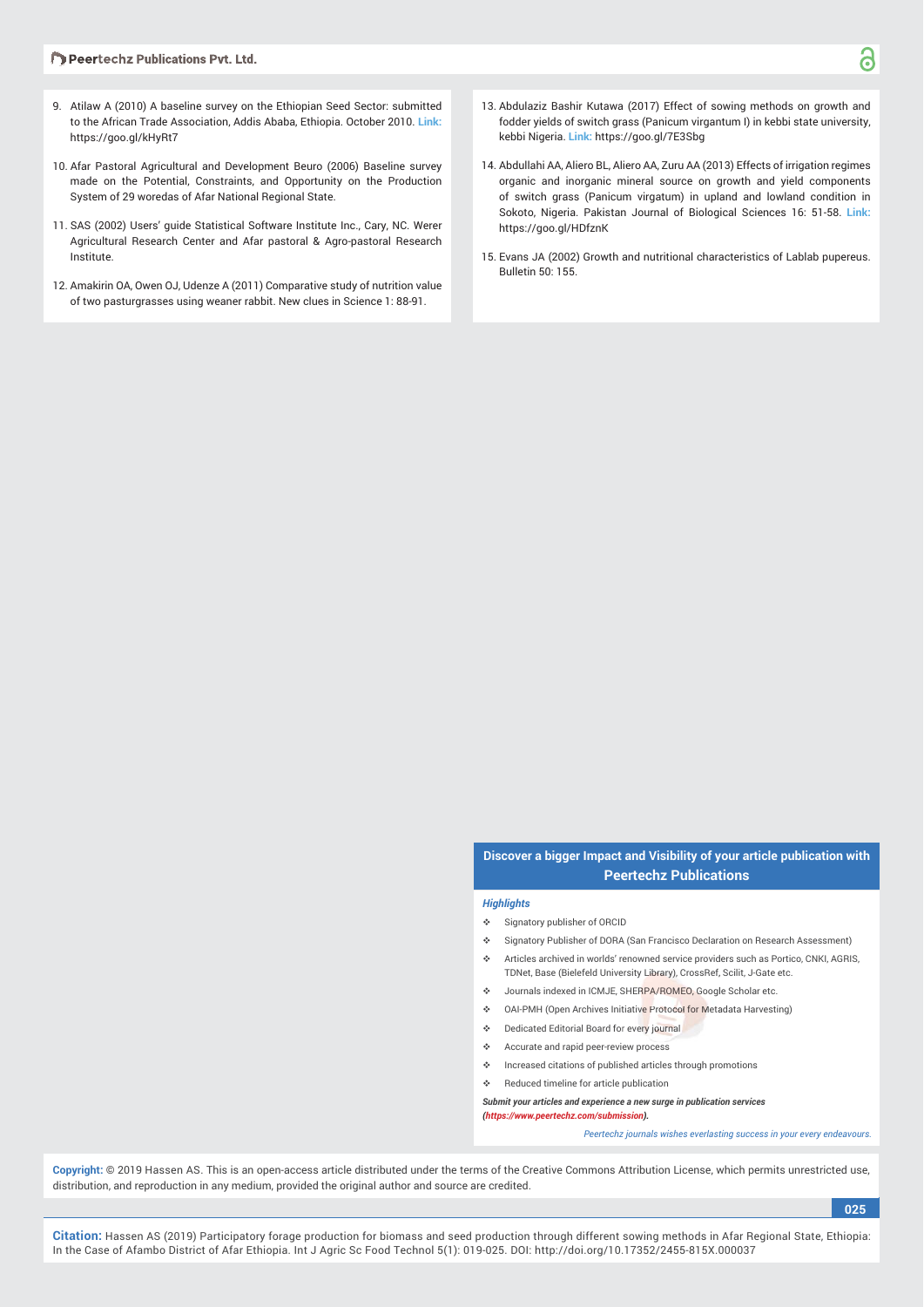9. Atilaw A (2010) A baseline survey on the Ethiopian Seed Sector: submitted to the African Trade Association, Addis Ababa, Ethiopia. October 2010. **Link:** https://goo.gl/kHyRt7

10. Afar Pastoral Agricultural and Development Beuro (2006) Baseline survey made on the Potential, Constraints, and Opportunity on the Production System of 29 woredas of Afar National Regional State.

11. SAS (2002) Users' guide Statistical Software Institute Inc., Cary, NC. Werer Agricultural Research Center and Afar pastoral & Agro-pastoral Research Institute.

12. Amakirin OA, Owen OJ, Udenze A (2011) Comparative study of nutrition value of two pasturgrasses using weaner rabbit. New clues in Science 1: 88-91.

13. Abdulaziz Bashir Kutawa (2017) Effect of sowing methods on growth and fodder yields of switch grass (Panicum virgantum l) in kebbi state university, kebbi Nigeria. **Link:** https://goo.gl/7E3Sbg

14. Abdullahi AA, Aliero BL, Aliero AA, Zuru AA (2013) Effects of irrigation regimes organic and inorganic mineral source on growth and yield components of switch grass (Panicum virgatum) in upland and lowland condition in Sokoto, Nigeria. Pakistan Journal of Biological Sciences 16: 51-58. **Link:** https://goo.gl/HDfznK

15. Evans JA (2002) Growth and nutritional characteristics of Lablab pupereus. Bulletin 50: 155.

**Discover a bigger Impact and Visibility of your article publication with Peertechz Publications**

***Highlights***

- Signatory publisher of ORCID
- Signatory Publisher of DORA (San Francisco Declaration on Research Assessment)
- Articles archived in worlds' renowned service providers such as Portico, CNKI, AGRIS, TDNet, Base (Bielefeld University Library), CrossRef, Scilit, J-Gate etc.
- Journals indexed in ICMJE, SHERPA/ROMEO, Google Scholar etc.
- OAI-PMH (Open Archives Initiative Protocol for Metadata Harvesting)
- Dedicated Editorial Board for every journal
- Accurate and rapid peer-review process
- Increased citations of published articles through promotions
- Reduced timeline for article publication

***Submit your articles and experience a new surge in publication services (https://www.peertechz.com/submission).***

*Peertechz journals wishes everlasting success in your every endeavours.*

**Copyright:** © 2019 Hassen AS. This is an open-access article distributed under the terms of the Creative Commons Attribution License, which permits unrestricted use, distribution, and reproduction in any medium, provided the original author and source are credited.

**Citation:** Hassen AS (2019) Participatory forage production for biomass and seed production through different sowing methods in Afar Regional State, Ethiopia: In the Case of Afambo District of Afar Ethiopia. Int J Agric Sc Food Technol 5(1): 019-025. DOI: http://doi.org/10.17352/2455-815X.000037